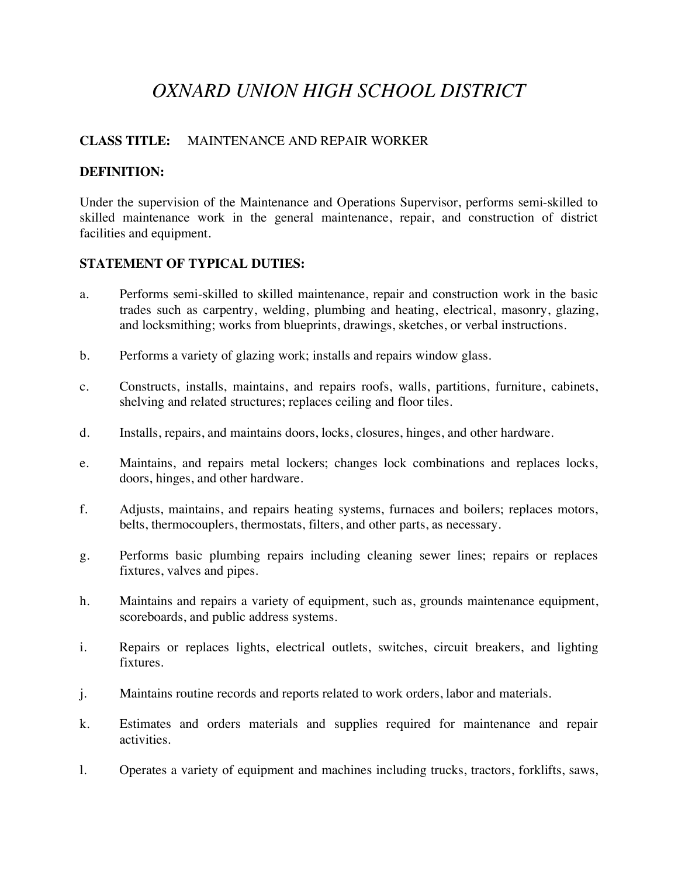# *OXNARD UNION HIGH SCHOOL DISTRICT*

**CLASS TITLE:** MAINTENANCE AND REPAIR WORKER

**DEFINITION:**

Under the supervision of the Maintenance and Operations Supervisor, performs semi-skilled to skilled maintenance work in the general maintenance, repair, and construction of district facilities and equipment.

**STATEMENT OF TYPICAL DUTIES:**

a. Performs semi-skilled to skilled maintenance, repair and construction work in the basic trades such as carpentry, welding, plumbing and heating, electrical, masonry, glazing, and locksmithing; works from blueprints, drawings, sketches, or verbal instructions.

b. Performs a variety of glazing work; installs and repairs window glass.

c. Constructs, installs, maintains, and repairs roofs, walls, partitions, furniture, cabinets, shelving and related structures; replaces ceiling and floor tiles.

d. Installs, repairs, and maintains doors, locks, closures, hinges, and other hardware.

e. Maintains, and repairs metal lockers; changes lock combinations and replaces locks, doors, hinges, and other hardware.

f. Adjusts, maintains, and repairs heating systems, furnaces and boilers; replaces motors, belts, thermocouplers, thermostats, filters, and other parts, as necessary.

g. Performs basic plumbing repairs including cleaning sewer lines; repairs or replaces fixtures, valves and pipes.

h. Maintains and repairs a variety of equipment, such as, grounds maintenance equipment, scoreboards, and public address systems.

i. Repairs or replaces lights, electrical outlets, switches, circuit breakers, and lighting fixtures.

j. Maintains routine records and reports related to work orders, labor and materials.

k. Estimates and orders materials and supplies required for maintenance and repair activities.

l. Operates a variety of equipment and machines including trucks, tractors, forklifts, saws,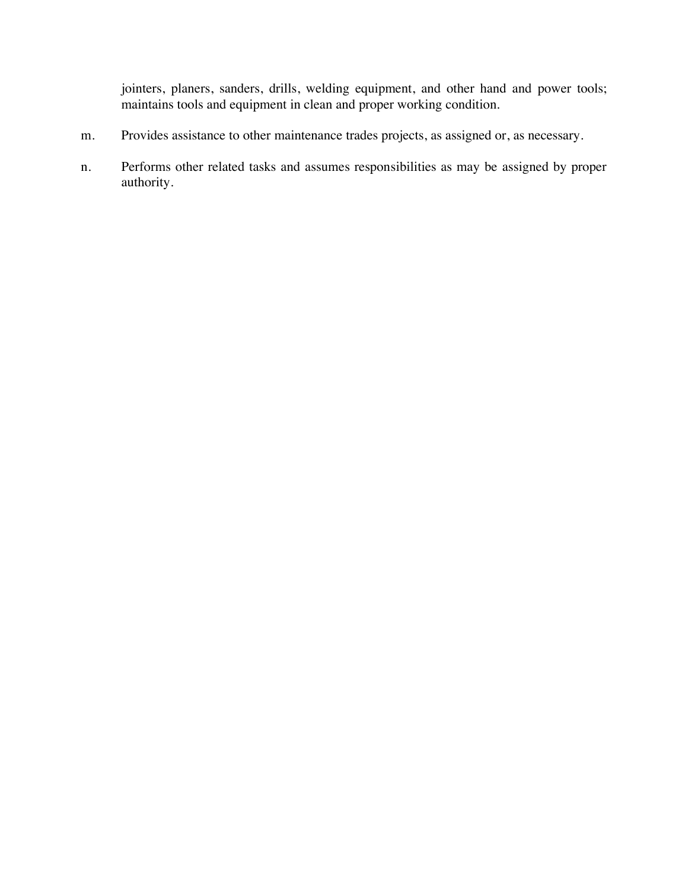jointers, planers, sanders, drills, welding equipment, and other hand and power tools; maintains tools and equipment in clean and proper working condition.

m. Provides assistance to other maintenance trades projects, as assigned or, as necessary.

n. Performs other related tasks and assumes responsibilities as may be assigned by proper authority.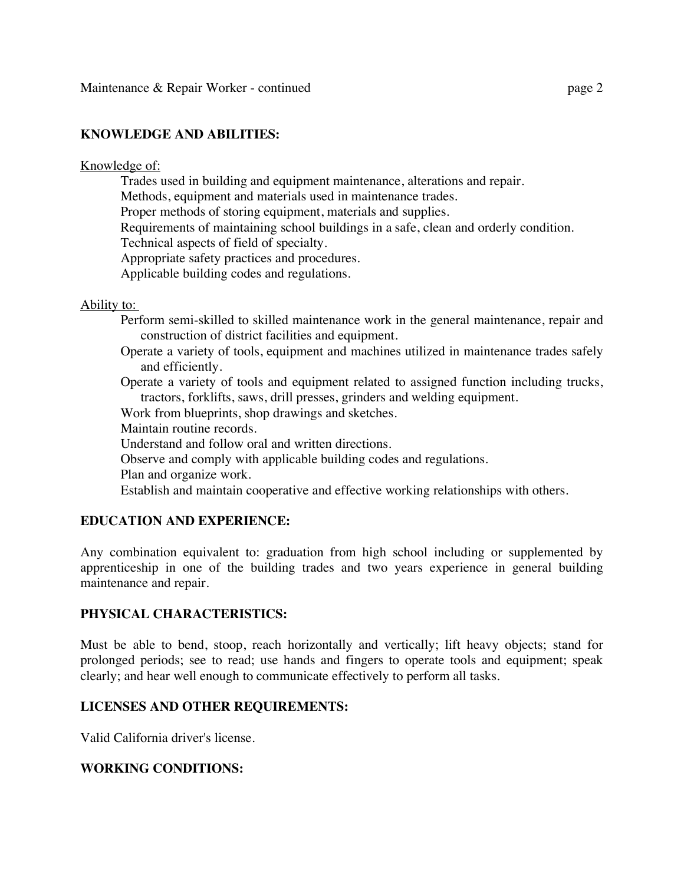## KNOWLEDGE AND ABILITIES:

Knowledge of:

- Trades used in building and equipment maintenance, alterations and repair.
- Methods, equipment and materials used in maintenance trades.
- Proper methods of storing equipment, materials and supplies.
- Requirements of maintaining school buildings in a safe, clean and orderly condition.
- Technical aspects of field of specialty.
- Appropriate safety practices and procedures.
- Applicable building codes and regulations.

Ability to:

- Perform semi-skilled to skilled maintenance work in the general maintenance, repair and construction of district facilities and equipment.
- Operate a variety of tools, equipment and machines utilized in maintenance trades safely and efficiently.
- Operate a variety of tools and equipment related to assigned function including trucks, tractors, forklifts, saws, drill presses, grinders and welding equipment.
- Work from blueprints, shop drawings and sketches.
- Maintain routine records.
- Understand and follow oral and written directions.
- Observe and comply with applicable building codes and regulations.
- Plan and organize work.
- Establish and maintain cooperative and effective working relationships with others.

## EDUCATION AND EXPERIENCE:

Any combination equivalent to: graduation from high school including or supplemented by apprenticeship in one of the building trades and two years experience in general building maintenance and repair.

## PHYSICAL CHARACTERISTICS:

Must be able to bend, stoop, reach horizontally and vertically; lift heavy objects; stand for prolonged periods; see to read; use hands and fingers to operate tools and equipment; speak clearly; and hear well enough to communicate effectively to perform all tasks.

## LICENSES AND OTHER REQUIREMENTS:

Valid California driver's license.

## WORKING CONDITIONS: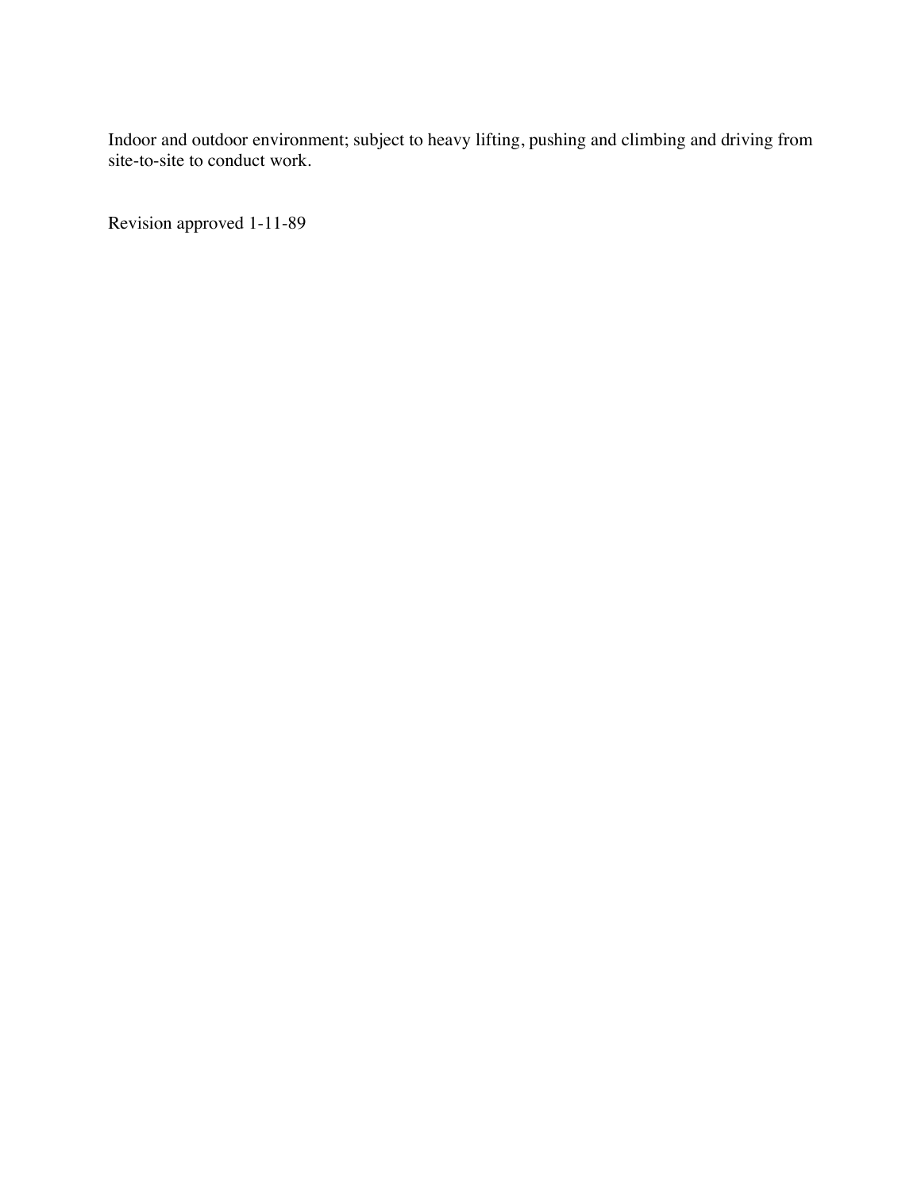Indoor and outdoor environment; subject to heavy lifting, pushing and climbing and driving from site-to-site to conduct work.

Revision approved 1-11-89